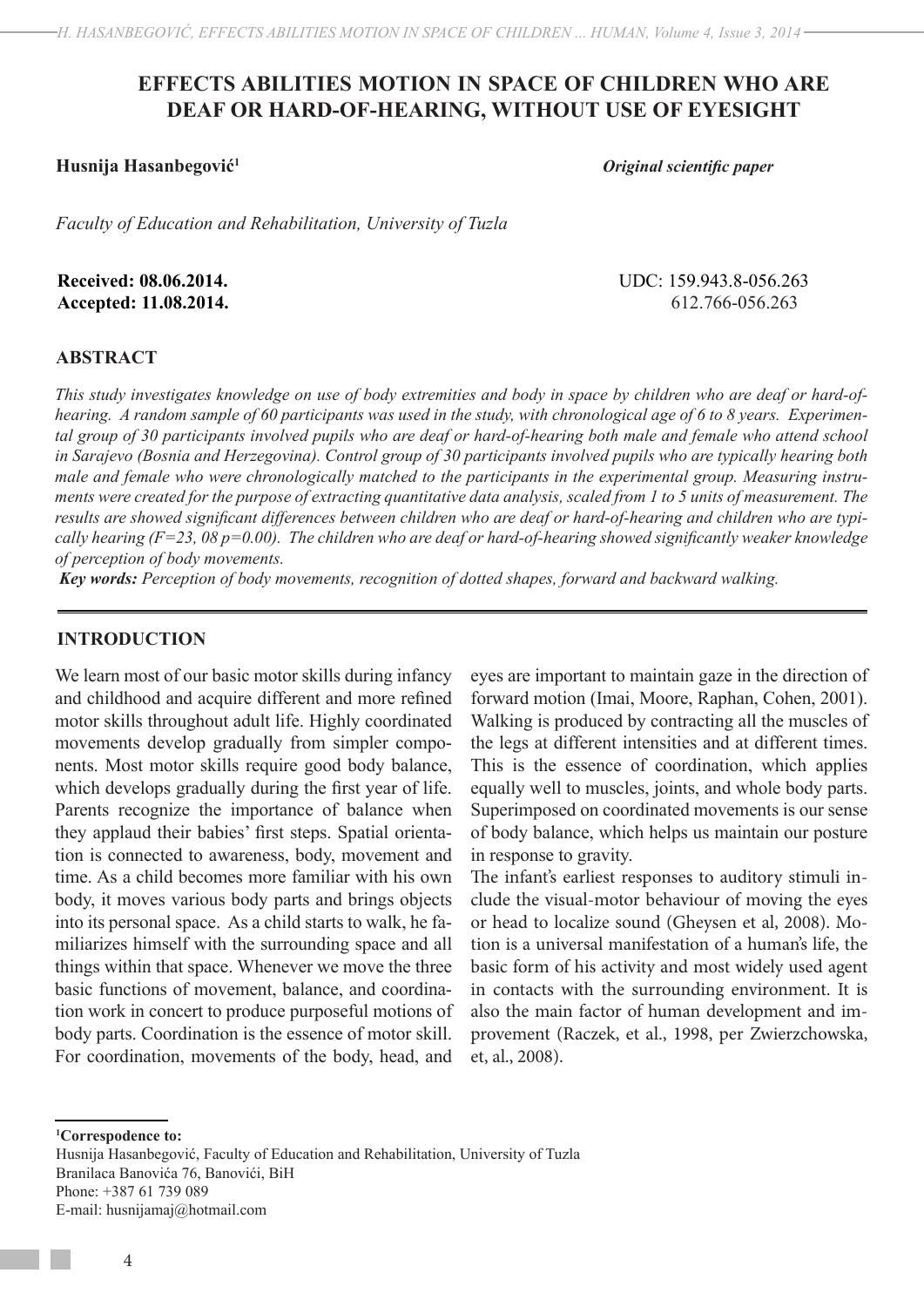# EFFECTS ABILITIES MOTION IN SPACE OF CHILDREN WHO ARE DEAF OR HARD-OF-HEARING, WITHOUT USE OF EYESIGHT

**Husnija Hasanbegović**[1]

***Original scientific paper***

*Faculty of Education and Rehabilitation, University of Tuzla*

**Received: 08.06.2014.**
**Accepted: 11.08.2014.**

UDC: 159.943.8-056.263
612.766-056.263

## ABSTRACT

*This study investigates knowledge on use of body extremities and body in space by children who are deaf or hard-of-hearing. A random sample of 60 participants was used in the study, with chronological age of 6 to 8 years. Experimental group of 30 participants involved pupils who are deaf or hard-of-hearing both male and female who attend school in Sarajevo (Bosnia and Herzegovina). Control group of 30 participants involved pupils who are typically hearing both male and female who were chronologically matched to the participants in the experimental group. Measuring instruments were created for the purpose of extracting quantitative data analysis, scaled from 1 to 5 units of measurement. The results are showed significant differences between children who are deaf or hard-of-hearing and children who are typically hearing (F=23, 08 p=0.00). The children who are deaf or hard-of-hearing showed significantly weaker knowledge of perception of body movements.*

***Key words:*** *Perception of body movements, recognition of dotted shapes, forward and backward walking.*

## INTRODUCTION

We learn most of our basic motor skills during infancy and childhood and acquire different and more refined motor skills throughout adult life. Highly coordinated movements develop gradually from simpler components. Most motor skills require good body balance, which develops gradually during the first year of life. Parents recognize the importance of balance when they applaud their babies' first steps. Spatial orientation is connected to awareness, body, movement and time. As a child becomes more familiar with his own body, it moves various body parts and brings objects into its personal space. As a child starts to walk, he familiarizes himself with the surrounding space and all things within that space. Whenever we move the three basic functions of movement, balance, and coordination work in concert to produce purposeful motions of body parts. Coordination is the essence of motor skill. For coordination, movements of the body, head, and eyes are important to maintain gaze in the direction of forward motion (Imai, Moore, Raphan, Cohen, 2001). Walking is produced by contracting all the muscles of the legs at different intensities and at different times. This is the essence of coordination, which applies equally well to muscles, joints, and whole body parts. Superimposed on coordinated movements is our sense of body balance, which helps us maintain our posture in response to gravity.

The infant's earliest responses to auditory stimuli include the visual-motor behaviour of moving the eyes or head to localize sound (Gheysen et al, 2008). Motion is a universal manifestation of a human's life, the basic form of his activity and most widely used agent in contacts with the surrounding environment. It is also the main factor of human development and improvement (Raczek, et al., 1998, per Zwierzchowska, et, al., 2008).

---

[1]**Correspodence to:**
Husnija Hasanbegović, Faculty of Education and Rehabilitation, University of Tuzla
Branilaca Banovića 76, Banovići, BiH
Phone: +387 61 739 089
E-mail: husnijamaj@hotmail.com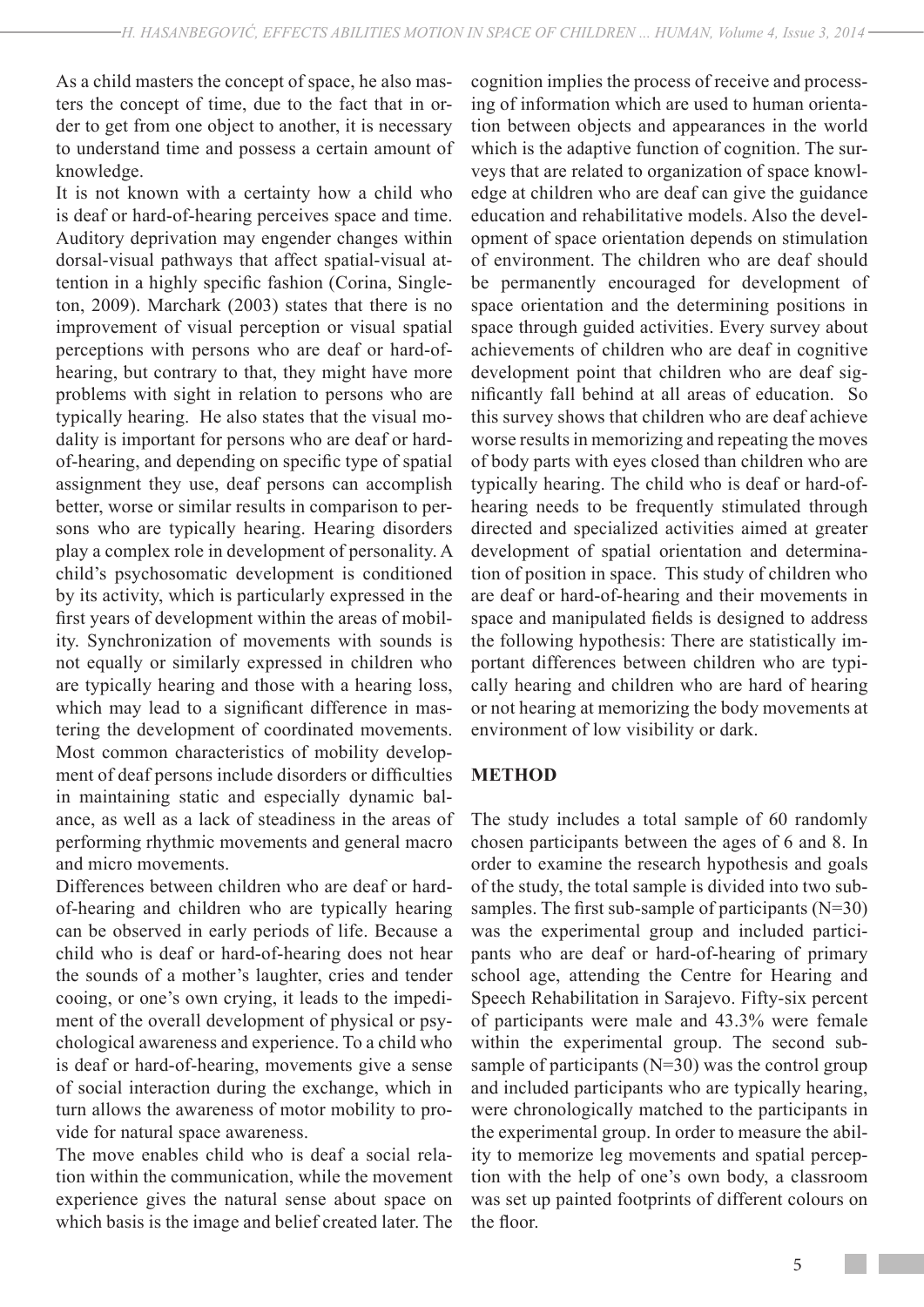As a child masters the concept of space, he also masters the concept of time, due to the fact that in order to get from one object to another, it is necessary to understand time and possess a certain amount of knowledge.

It is not known with a certainty how a child who is deaf or hard-of-hearing perceives space and time. Auditory deprivation may engender changes within dorsal-visual pathways that affect spatial-visual attention in a highly specific fashion (Corina, Singleton, 2009). Marchark (2003) states that there is no improvement of visual perception or visual spatial perceptions with persons who are deaf or hard-of-hearing, but contrary to that, they might have more problems with sight in relation to persons who are typically hearing. He also states that the visual modality is important for persons who are deaf or hard-of-hearing, and depending on specific type of spatial assignment they use, deaf persons can accomplish better, worse or similar results in comparison to persons who are typically hearing. Hearing disorders play a complex role in development of personality. A child's psychosomatic development is conditioned by its activity, which is particularly expressed in the first years of development within the areas of mobility. Synchronization of movements with sounds is not equally or similarly expressed in children who are typically hearing and those with a hearing loss, which may lead to a significant difference in mastering the development of coordinated movements. Most common characteristics of mobility development of deaf persons include disorders or difficulties in maintaining static and especially dynamic balance, as well as a lack of steadiness in the areas of performing rhythmic movements and general macro and micro movements.

Differences between children who are deaf or hard-of-hearing and children who are typically hearing can be observed in early periods of life. Because a child who is deaf or hard-of-hearing does not hear the sounds of a mother's laughter, cries and tender cooing, or one's own crying, it leads to the impediment of the overall development of physical or psychological awareness and experience. To a child who is deaf or hard-of-hearing, movements give a sense of social interaction during the exchange, which in turn allows the awareness of motor mobility to provide for natural space awareness.

The move enables child who is deaf a social relation within the communication, while the movement experience gives the natural sense about space on which basis is the image and belief created later. The cognition implies the process of receive and processing of information which are used to human orientation between objects and appearances in the world which is the adaptive function of cognition. The surveys that are related to organization of space knowledge at children who are deaf can give the guidance education and rehabilitative models. Also the development of space orientation depends on stimulation of environment. The children who are deaf should be permanently encouraged for development of space orientation and the determining positions in space through guided activities. Every survey about achievements of children who are deaf in cognitive development point that children who are deaf significantly fall behind at all areas of education. So this survey shows that children who are deaf achieve worse results in memorizing and repeating the moves of body parts with eyes closed than children who are typically hearing. The child who is deaf or hard-of-hearing needs to be frequently stimulated through directed and specialized activities aimed at greater development of spatial orientation and determination of position in space. This study of children who are deaf or hard-of-hearing and their movements in space and manipulated fields is designed to address the following hypothesis: There are statistically important differences between children who are typically hearing and children who are hard of hearing or not hearing at memorizing the body movements at environment of low visibility or dark.

## METHOD

The study includes a total sample of 60 randomly chosen participants between the ages of 6 and 8. In order to examine the research hypothesis and goals of the study, the total sample is divided into two subsamples. The first sub-sample of participants (N=30) was the experimental group and included participants who are deaf or hard-of-hearing of primary school age, attending the Centre for Hearing and Speech Rehabilitation in Sarajevo. Fifty-six percent of participants were male and 43.3% were female within the experimental group. The second subsample of participants (N=30) was the control group and included participants who are typically hearing, were chronologically matched to the participants in the experimental group. In order to measure the ability to memorize leg movements and spatial perception with the help of one's own body, a classroom was set up painted footprints of different colours on the floor.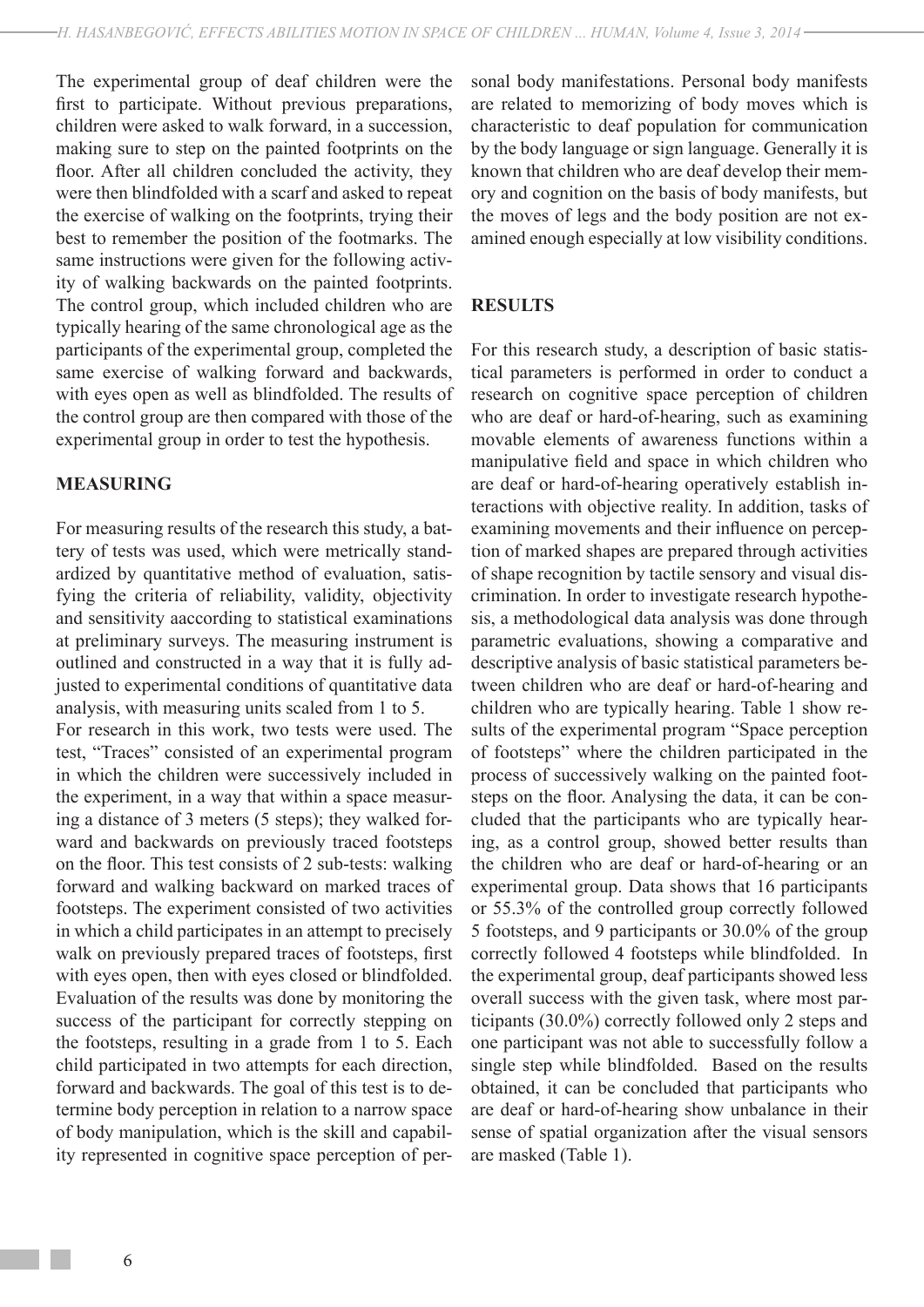The experimental group of deaf children were the first to participate. Without previous preparations, children were asked to walk forward, in a succession, making sure to step on the painted footprints on the floor. After all children concluded the activity, they were then blindfolded with a scarf and asked to repeat the exercise of walking on the footprints, trying their best to remember the position of the footmarks. The same instructions were given for the following activity of walking backwards on the painted footprints. The control group, which included children who are typically hearing of the same chronological age as the participants of the experimental group, completed the same exercise of walking forward and backwards, with eyes open as well as blindfolded. The results of the control group are then compared with those of the experimental group in order to test the hypothesis.

## MEASURING

For measuring results of the research this study, a battery of tests was used, which were metrically standardized by quantitative method of evaluation, satisfying the criteria of reliability, validity, objectivity and sensitivity aaccording to statistical examinations at preliminary surveys. The measuring instrument is outlined and constructed in a way that it is fully adjusted to experimental conditions of quantitative data analysis, with measuring units scaled from 1 to 5.

For research in this work, two tests were used. The test, "Traces" consisted of an experimental program in which the children were successively included in the experiment, in a way that within a space measuring a distance of 3 meters (5 steps); they walked forward and backwards on previously traced footsteps on the floor. This test consists of 2 sub-tests: walking forward and walking backward on marked traces of footsteps. The experiment consisted of two activities in which a child participates in an attempt to precisely walk on previously prepared traces of footsteps, first with eyes open, then with eyes closed or blindfolded. Evaluation of the results was done by monitoring the success of the participant for correctly stepping on the footsteps, resulting in a grade from 1 to 5. Each child participated in two attempts for each direction, forward and backwards. The goal of this test is to determine body perception in relation to a narrow space of body manipulation, which is the skill and capability represented in cognitive space perception of personal body manifestations. Personal body manifests are related to memorizing of body moves which is characteristic to deaf population for communication by the body language or sign language. Generally it is known that children who are deaf develop their memory and cognition on the basis of body manifests, but the moves of legs and the body position are not examined enough especially at low visibility conditions.

## RESULTS

For this research study, a description of basic statistical parameters is performed in order to conduct a research on cognitive space perception of children who are deaf or hard-of-hearing, such as examining movable elements of awareness functions within a manipulative field and space in which children who are deaf or hard-of-hearing operatively establish interactions with objective reality. In addition, tasks of examining movements and their influence on perception of marked shapes are prepared through activities of shape recognition by tactile sensory and visual discrimination. In order to investigate research hypothesis, a methodological data analysis was done through parametric evaluations, showing a comparative and descriptive analysis of basic statistical parameters between children who are deaf or hard-of-hearing and children who are typically hearing. Table 1 show results of the experimental program "Space perception of footsteps" where the children participated in the process of successively walking on the painted footsteps on the floor. Analysing the data, it can be concluded that the participants who are typically hearing, as a control group, showed better results than the children who are deaf or hard-of-hearing or an experimental group. Data shows that 16 participants or 55.3% of the controlled group correctly followed 5 footsteps, and 9 participants or 30.0% of the group correctly followed 4 footsteps while blindfolded. In the experimental group, deaf participants showed less overall success with the given task, where most participants (30.0%) correctly followed only 2 steps and one participant was not able to successfully follow a single step while blindfolded. Based on the results obtained, it can be concluded that participants who are deaf or hard-of-hearing show unbalance in their sense of spatial organization after the visual sensors are masked (Table 1).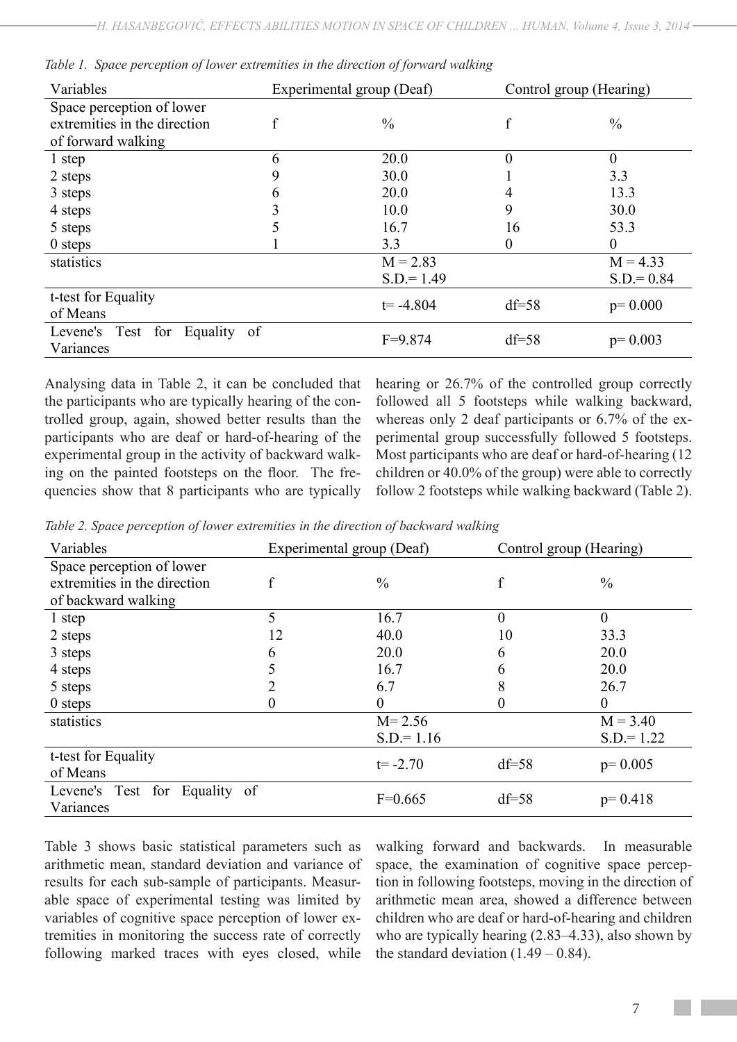*Table 1. Space perception of lower extremities in the direction of forward walking*

| Variables | Experimental group (Deaf) | | Control group (Hearing) | |
|---|---|---|---|---|
| Space perception of lower extremities in the direction of forward walking | f | % | f | % |
| 1 step | 6 | 20.0 | 0 | 0 |
| 2 steps | 9 | 30.0 | 1 | 3.3 |
| 3 steps | 6 | 20.0 | 4 | 13.3 |
| 4 steps | 3 | 10.0 | 9 | 30.0 |
| 5 steps | 5 | 16.7 | 16 | 53.3 |
| 0 steps | 1 | 3.3 | 0 | 0 |
| statistics | | M = 2.83<br>S.D.= 1.49 | | M = 4.33<br>S.D.= 0.84 |
| t-test for Equality of Means | | t= -4.804 | df=58 | p= 0.000 |
| Levene's Test for Equality of Variances | | F=9.874 | df=58 | p= 0.003 |

Analysing data in Table 2, it can be concluded that the participants who are typically hearing of the controlled group, again, showed better results than the participants who are deaf or hard-of-hearing of the experimental group in the activity of backward walking on the painted footsteps on the floor. The frequencies show that 8 participants who are typically hearing or 26.7% of the controlled group correctly followed all 5 footsteps while walking backward, whereas only 2 deaf participants or 6.7% of the experimental group successfully followed 5 footsteps. Most participants who are deaf or hard-of-hearing (12 children or 40.0% of the group) were able to correctly follow 2 footsteps while walking backward (Table 2).

*Table 2. Space perception of lower extremities in the direction of backward walking*

| Variables | Experimental group (Deaf) | | Control group (Hearing) | |
|---|---|---|---|---|
| Space perception of lower extremities in the direction of backward walking | f | % | f | % |
| 1 step | 5 | 16.7 | 0 | 0 |
| 2 steps | 12 | 40.0 | 10 | 33.3 |
| 3 steps | 6 | 20.0 | 6 | 20.0 |
| 4 steps | 5 | 16.7 | 6 | 20.0 |
| 5 steps | 2 | 6.7 | 8 | 26.7 |
| 0 steps | 0 | 0 | 0 | 0 |
| statistics | | M= 2.56<br>S.D.= 1.16 | | M = 3.40<br>S.D.= 1.22 |
| t-test for Equality of Means | | t= -2.70 | df=58 | p= 0.005 |
| Levene's Test for Equality of Variances | | F=0.665 | df=58 | p= 0.418 |

Table 3 shows basic statistical parameters such as arithmetic mean, standard deviation and variance of results for each sub-sample of participants. Measurable space of experimental testing was limited by variables of cognitive space perception of lower extremities in monitoring the success rate of correctly following marked traces with eyes closed, while walking forward and backwards. In measurable space, the examination of cognitive space perception in following footsteps, moving in the direction of arithmetic mean area, showed a difference between children who are deaf or hard-of-hearing and children who are typically hearing (2.83–4.33), also shown by the standard deviation (1.49 – 0.84).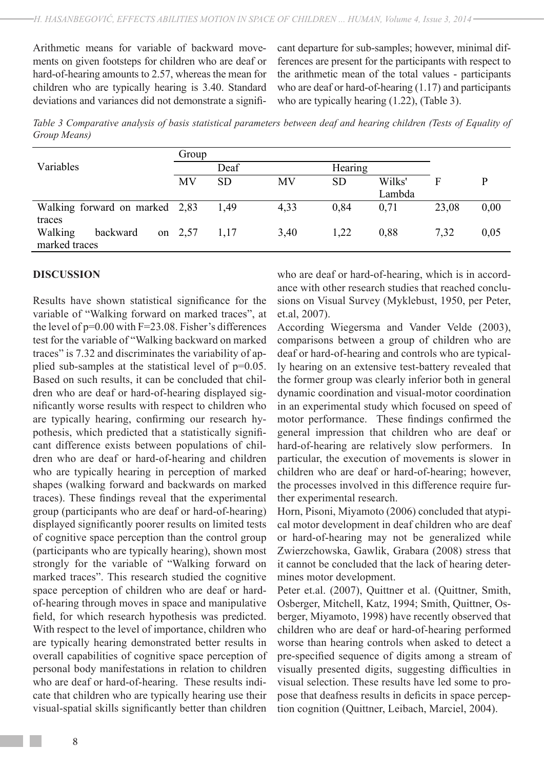Arithmetic means for variable of backward movements on given footsteps for children who are deaf or hard-of-hearing amounts to 2.57, whereas the mean for children who are typically hearing is 3.40. Standard deviations and variances did not demonstrate a significant departure for sub-samples; however, minimal differences are present for the participants with respect to the arithmetic mean of the total values - participants who are deaf or hard-of-hearing (1.17) and participants who are typically hearing (1.22), (Table 3).

*Table 3 Comparative analysis of basis statistical parameters between deaf and hearing children (Tests of Equality of Group Means)*

| Variables | Group | | | | | | |
|---|---|---|---|---|---|---|---|
| | Deaf | | Hearing | | | | |
| | MV | SD | MV | SD | Wilks' Lambda | F | P |
| Walking forward on marked traces | 2,83 | 1,49 | 4,33 | 0,84 | 0,71 | 23,08 | 0,00 |
| Walking backward on marked traces | 2,57 | 1,17 | 3,40 | 1,22 | 0,88 | 7,32 | 0,05 |

## DISCUSSION

Results have shown statistical significance for the variable of "Walking forward on marked traces", at the level of p=0.00 with F=23.08. Fisher's differences test for the variable of "Walking backward on marked traces" is 7.32 and discriminates the variability of applied sub-samples at the statistical level of p=0.05. Based on such results, it can be concluded that children who are deaf or hard-of-hearing displayed significantly worse results with respect to children who are typically hearing, confirming our research hypothesis, which predicted that a statistically significant difference exists between populations of children who are deaf or hard-of-hearing and children who are typically hearing in perception of marked shapes (walking forward and backwards on marked traces). These findings reveal that the experimental group (participants who are deaf or hard-of-hearing) displayed significantly poorer results on limited tests of cognitive space perception than the control group (participants who are typically hearing), shown most strongly for the variable of "Walking forward on marked traces". This research studied the cognitive space perception of children who are deaf or hard-of-hearing through moves in space and manipulative field, for which research hypothesis was predicted. With respect to the level of importance, children who are typically hearing demonstrated better results in overall capabilities of cognitive space perception of personal body manifestations in relation to children who are deaf or hard-of-hearing. These results indicate that children who are typically hearing use their visual-spatial skills significantly better than children who are deaf or hard-of-hearing, which is in accordance with other research studies that reached conclusions on Visual Survey (Myklebust, 1950, per Peter, et.al, 2007).

According Wiegersma and Vander Velde (2003), comparisons between a group of children who are deaf or hard-of-hearing and controls who are typically hearing on an extensive test-battery revealed that the former group was clearly inferior both in general dynamic coordination and visual-motor coordination in an experimental study which focused on speed of motor performance. These findings confirmed the general impression that children who are deaf or hard-of-hearing are relatively slow performers. In particular, the execution of movements is slower in children who are deaf or hard-of-hearing; however, the processes involved in this difference require further experimental research.

Horn, Pisoni, Miyamoto (2006) concluded that atypical motor development in deaf children who are deaf or hard-of-hearing may not be generalized while Zwierzchowska, Gawlik, Grabara (2008) stress that it cannot be concluded that the lack of hearing determines motor development.

Peter et.al. (2007), Quittner et al. (Quittner, Smith, Osberger, Mitchell, Katz, 1994; Smith, Quittner, Osberger, Miyamoto, 1998) have recently observed that children who are deaf or hard-of-hearing performed worse than hearing controls when asked to detect a pre-specified sequence of digits among a stream of visually presented digits, suggesting difficulties in visual selection. These results have led some to propose that deafness results in deficits in space perception cognition (Quittner, Leibach, Marciel, 2004).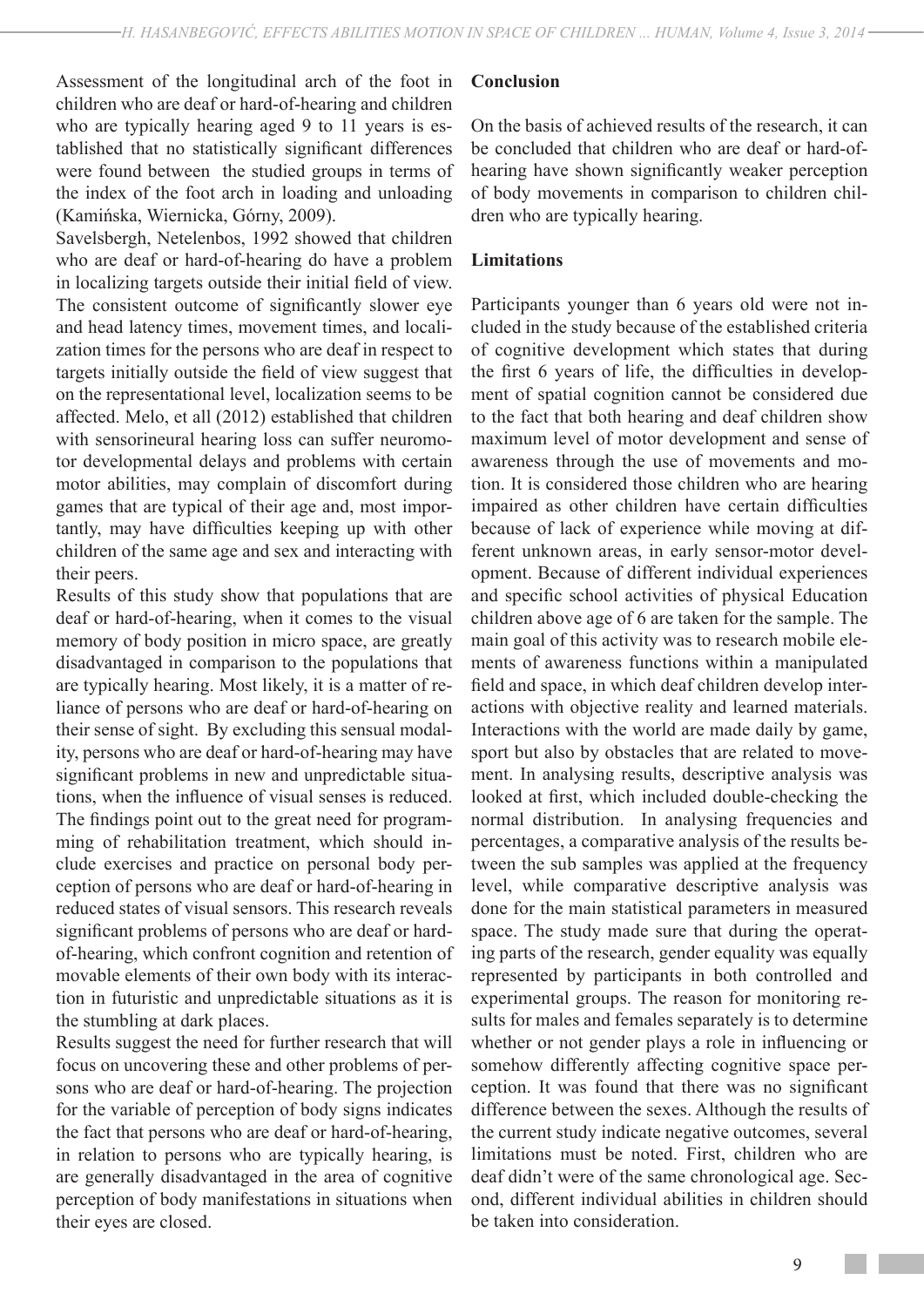Assessment of the longitudinal arch of the foot in children who are deaf or hard-of-hearing and children who are typically hearing aged 9 to 11 years is established that no statistically significant differences were found between the studied groups in terms of the index of the foot arch in loading and unloading (Kamińska, Wiernicka, Górny, 2009).

Savelsbergh, Netelenbos, 1992 showed that children who are deaf or hard-of-hearing do have a problem in localizing targets outside their initial field of view. The consistent outcome of significantly slower eye and head latency times, movement times, and localization times for the persons who are deaf in respect to targets initially outside the field of view suggest that on the representational level, localization seems to be affected. Melo, et all (2012) established that children with sensorineural hearing loss can suffer neuromotor developmental delays and problems with certain motor abilities, may complain of discomfort during games that are typical of their age and, most importantly, may have difficulties keeping up with other children of the same age and sex and interacting with their peers.

Results of this study show that populations that are deaf or hard-of-hearing, when it comes to the visual memory of body position in micro space, are greatly disadvantaged in comparison to the populations that are typically hearing. Most likely, it is a matter of reliance of persons who are deaf or hard-of-hearing on their sense of sight. By excluding this sensual modality, persons who are deaf or hard-of-hearing may have significant problems in new and unpredictable situations, when the influence of visual senses is reduced. The findings point out to the great need for programming of rehabilitation treatment, which should include exercises and practice on personal body perception of persons who are deaf or hard-of-hearing in reduced states of visual sensors. This research reveals significant problems of persons who are deaf or hard-of-hearing, which confront cognition and retention of movable elements of their own body with its interaction in futuristic and unpredictable situations as it is the stumbling at dark places.

Results suggest the need for further research that will focus on uncovering these and other problems of persons who are deaf or hard-of-hearing. The projection for the variable of perception of body signs indicates the fact that persons who are deaf or hard-of-hearing, in relation to persons who are typically hearing, is are generally disadvantaged in the area of cognitive perception of body manifestations in situations when their eyes are closed.

## Conclusion

On the basis of achieved results of the research, it can be concluded that children who are deaf or hard-of-hearing have shown significantly weaker perception of body movements in comparison to children children who are typically hearing.

## Limitations

Participants younger than 6 years old were not included in the study because of the established criteria of cognitive development which states that during the first 6 years of life, the difficulties in development of spatial cognition cannot be considered due to the fact that both hearing and deaf children show maximum level of motor development and sense of awareness through the use of movements and motion. It is considered those children who are hearing impaired as other children have certain difficulties because of lack of experience while moving at different unknown areas, in early sensor-motor development. Because of different individual experiences and specific school activities of physical Education children above age of 6 are taken for the sample. The main goal of this activity was to research mobile elements of awareness functions within a manipulated field and space, in which deaf children develop interactions with objective reality and learned materials. Interactions with the world are made daily by game, sport but also by obstacles that are related to movement. In analysing results, descriptive analysis was looked at first, which included double-checking the normal distribution. In analysing frequencies and percentages, a comparative analysis of the results between the sub samples was applied at the frequency level, while comparative descriptive analysis was done for the main statistical parameters in measured space. The study made sure that during the operating parts of the research, gender equality was equally represented by participants in both controlled and experimental groups. The reason for monitoring results for males and females separately is to determine whether or not gender plays a role in influencing or somehow differently affecting cognitive space perception. It was found that there was no significant difference between the sexes. Although the results of the current study indicate negative outcomes, several limitations must be noted. First, children who are deaf didn't were of the same chronological age. Second, different individual abilities in children should be taken into consideration.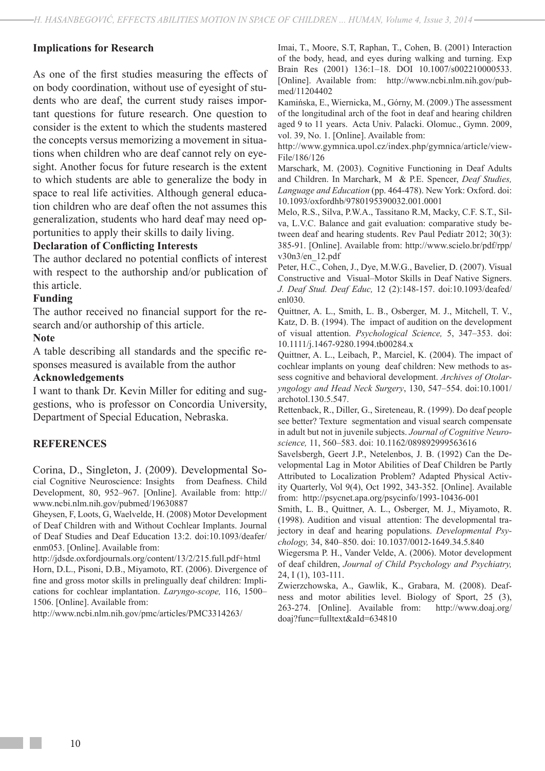## Implications for Research

As one of the first studies measuring the effects of on body coordination, without use of eyesight of students who are deaf, the current study raises important questions for future research. One question to consider is the extent to which the students mastered the concepts versus memorizing a movement in situations when children who are deaf cannot rely on eyesight. Another focus for future research is the extent to which students are able to generalize the body in space to real life activities. Although general education children who are deaf often the not assumes this generalization, students who hard deaf may need opportunities to apply their skills to daily living.

### Declaration of Conflicting Interests

The author declared no potential conflicts of interest with respect to the authorship and/or publication of this article.

### Funding

The author received no financial support for the research and/or authorship of this article.

### Note

A table describing all standards and the specific responses measured is available from the author

### Acknowledgements

I want to thank Dr. Kevin Miller for editing and suggestions, who is professor on Concordia University, Department of Special Education, Nebraska.

## REFERENCES

Corina, D., Singleton, J. (2009). Developmental Social Cognitive Neuroscience: Insights from Deafness. Child Development, 80, 952–967. [Online]. Available from: http://www.ncbi.nlm.nih.gov/pubmed/19630887

Gheysen, F, Loots, G, Waelvelde, H. (2008) Motor Development of Deaf Children with and Without Cochlear Implants. Journal of Deaf Studies and Deaf Education 13:2. doi:10.1093/deafer/enm053. [Online]. Available from: http://jdsde.oxfordjournals.org/content/13/2/215.full.pdf+html

Horn, D.L., Pisoni, D.B., Miyamoto, RT. (2006). Divergence of fine and gross motor skills in prelingually deaf children: Implications for cochlear implantation. *Laryngo-scope,* 116, 1500–1506. [Online]. Available from: http://www.ncbi.nlm.nih.gov/pmc/articles/PMC3314263/

Imai, T., Moore, S.T, Raphan, T., Cohen, B. (2001) Interaction of the body, head, and eyes during walking and turning. Exp Brain Res (2001) 136:1–18. DOI 10.1007/s002210000533. [Online]. Available from: http://www.ncbi.nlm.nih.gov/pubmed/11204402

Kamińska, E., Wiernicka, M., Górny, M. (2009.) The assessment of the longitudinal arch of the foot in deaf and hearing children aged 9 to 11 years. Acta Univ. Palacki. Olomuc., Gymn. 2009, vol. 39, No. 1. [Online]. Available from: http://www.gymnica.upol.cz/index.php/gymnica/article/viewFile/186/126

Marschark, M. (2003). Cognitive Functioning in Deaf Adults and Children. In Marchark, M & P.E. Spencer, *Deaf Studies, Language and Education* (pp. 464-478). New York: Oxford. doi: 10.1093/oxfordhb/9780195390032.001.0001

Melo, R.S., Silva, P.W.A., Tassitano R.M, Macky, C.F. S.T., Silva, L.V.C. Balance and gait evaluation: comparative study between deaf and hearing students. Rev Paul Pediatr 2012; 30(3): 385-91. [Online]. Available from: http://www.scielo.br/pdf/rpp/v30n3/en_12.pdf

Peter, H.C., Cohen, J., Dye, M.W.G., Bavelier, D. (2007). Visual Constructive and Visual–Motor Skills in Deaf Native Signers. *J. Deaf Stud. Deaf Educ,* 12 (2):148-157. doi:10.1093/deafed/enl030.

Quittner, A. L., Smith, L. B., Osberger, M. J., Mitchell, T. V., Katz, D. B. (1994). The impact of audition on the development of visual attention. *Psychological Science,* 5, 347–353. doi: 10.1111/j.1467-9280.1994.tb00284.x

Quittner, A. L., Leibach, P., Marciel, K. (2004). The impact of cochlear implants on young deaf children: New methods to assess cognitive and behavioral development. *Archives of Otolaryngology and Head Neck Surgery*, 130, 547–554. doi:10.1001/archotol.130.5.547.

Rettenback, R., Diller, G., Sireteneau, R. (1999). Do deaf people see better? Texture segmentation and visual search compensate in adult but not in juvenile subjects. *Journal of Cognitive Neuroscience,* 11, 560–583. doi: 10.1162/089892999563616

Savelsbergh, Geert J.P., Netelenbos, J. B. (1992) Can the Developmental Lag in Motor Abilities of Deaf Children be Partly Attributed to Localization Problem? Adapted Physical Activity Quarterly, Vol 9(4), Oct 1992, 343-352. [Online]. Available from: http://psycnet.apa.org/psycinfo/1993-10436-001

Smith, L. B., Quittner, A. L., Osberger, M. J., Miyamoto, R. (1998). Audition and visual attention: The developmental trajectory in deaf and hearing populations. *Developmental Psychology,* 34, 840–850. doi: 10.1037/0012-1649.34.5.840

Wiegersma P. H., Vander Velde, A. (2006). Motor development of deaf children, *Journal of Child Psychology and Psychiatry,* 24, I (1), 103-111.

Zwierzchowska, A., Gawlik, K., Grabara, M. (2008). Deafness and motor abilities level. Biology of Sport, 25 (3), 263-274. [Online]. Available from: http://www.doaj.org/doaj?func=fulltext&aId=634810